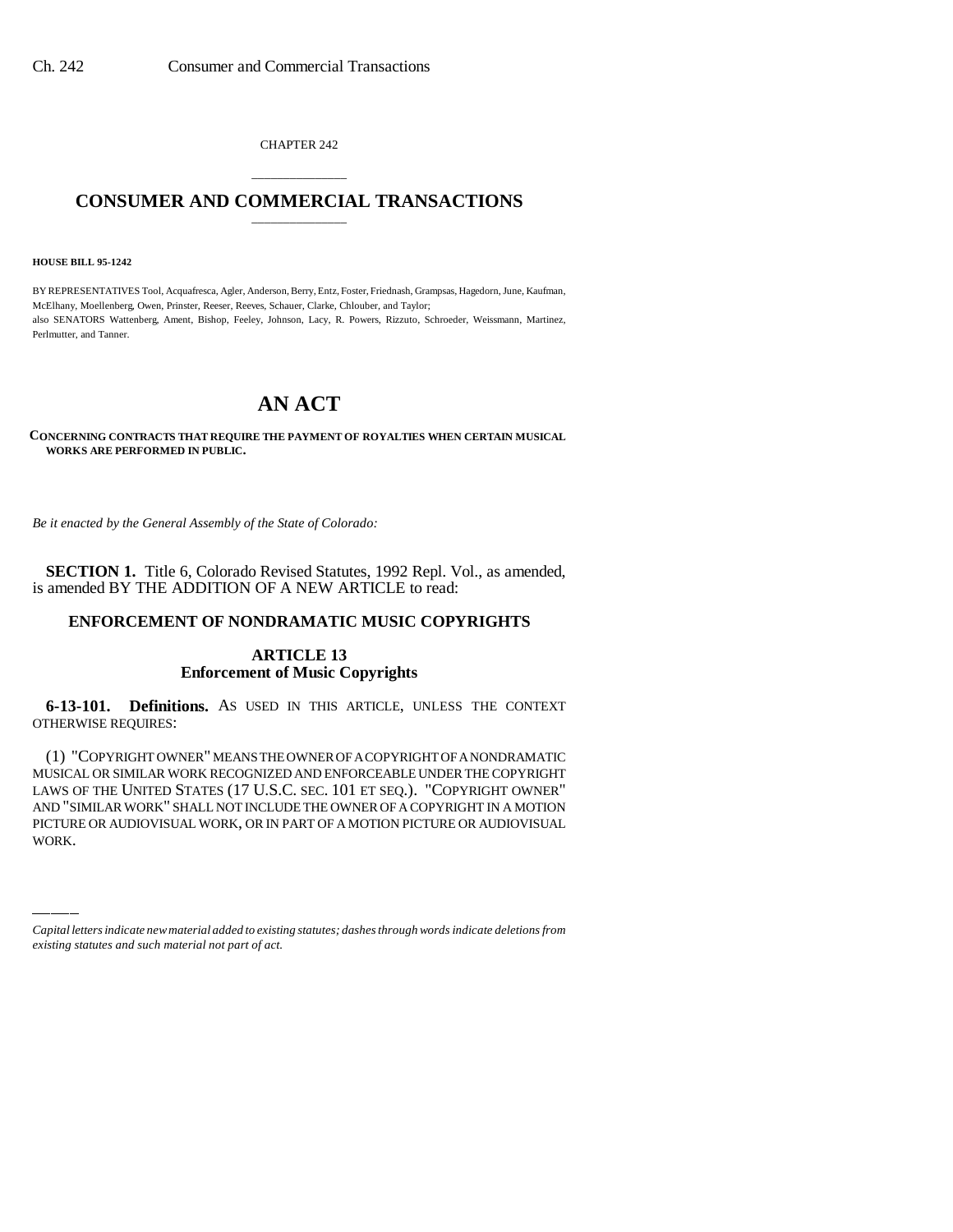CHAPTER 242

# CONSUMER AND COMMERCIAL TRANSACTIONS

**HOUSE BILL 95-1242**

BY REPRESENTATIVES Tool, Acquafresca, Agler, Anderson, Berry, Entz, Foster, Friednash, Grampsas, Hagedorn, June, Kaufman, McElhany, Moellenberg, Owen, Prinster, Reeser, Reeves, Schauer, Clarke, Chlouber, and Taylor;
also SENATORS Wattenberg, Ament, Bishop, Feeley, Johnson, Lacy, R. Powers, Rizzuto, Schroeder, Weissmann, Martinez, Perlmutter, and Tanner.

# AN ACT

**CONCERNING CONTRACTS THAT REQUIRE THE PAYMENT OF ROYALTIES WHEN CERTAIN MUSICAL WORKS ARE PERFORMED IN PUBLIC.**

*Be it enacted by the General Assembly of the State of Colorado:*

**SECTION 1.** Title 6, Colorado Revised Statutes, 1992 Repl. Vol., as amended, is amended BY THE ADDITION OF A NEW ARTICLE to read:

## ENFORCEMENT OF NONDRAMATIC MUSIC COPYRIGHTS

### ARTICLE 13
### Enforcement of Music Copyrights

**6-13-101. Definitions.** AS USED IN THIS ARTICLE, UNLESS THE CONTEXT OTHERWISE REQUIRES:

(1) "COPYRIGHT OWNER" MEANS THE OWNER OF A COPYRIGHT OF A NONDRAMATIC MUSICAL OR SIMILAR WORK RECOGNIZED AND ENFORCEABLE UNDER THE COPYRIGHT LAWS OF THE UNITED STATES (17 U.S.C. SEC. 101 ET SEQ.). "COPYRIGHT OWNER" AND "SIMILAR WORK" SHALL NOT INCLUDE THE OWNER OF A COPYRIGHT IN A MOTION PICTURE OR AUDIOVISUAL WORK, OR IN PART OF A MOTION PICTURE OR AUDIOVISUAL WORK.

*Capital letters indicate new material added to existing statutes; dashes through words indicate deletions from existing statutes and such material not part of act.*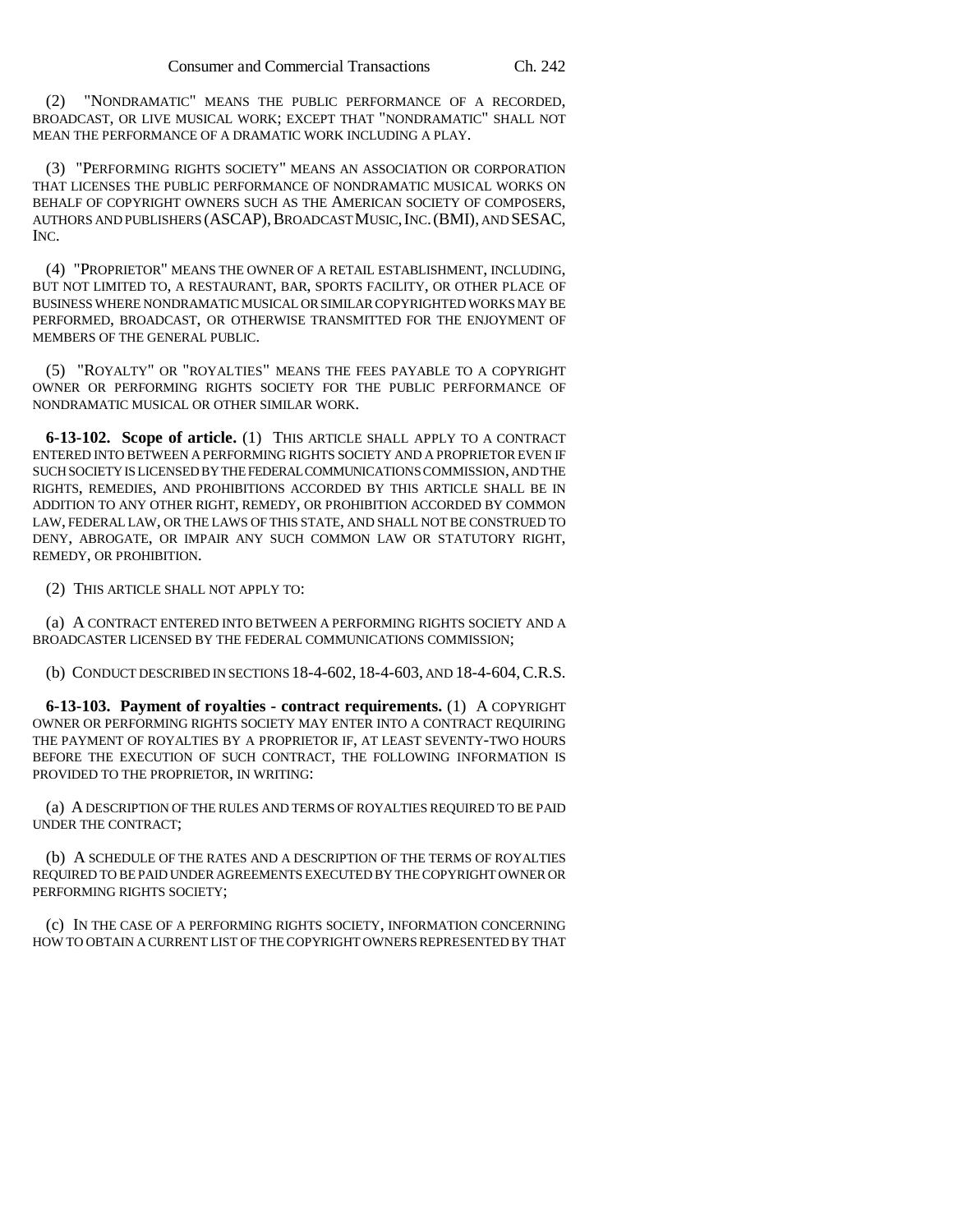(2) "NONDRAMATIC" MEANS THE PUBLIC PERFORMANCE OF A RECORDED, BROADCAST, OR LIVE MUSICAL WORK; EXCEPT THAT "NONDRAMATIC" SHALL NOT MEAN THE PERFORMANCE OF A DRAMATIC WORK INCLUDING A PLAY.

(3) "PERFORMING RIGHTS SOCIETY" MEANS AN ASSOCIATION OR CORPORATION THAT LICENSES THE PUBLIC PERFORMANCE OF NONDRAMATIC MUSICAL WORKS ON BEHALF OF COPYRIGHT OWNERS SUCH AS THE AMERICAN SOCIETY OF COMPOSERS, AUTHORS AND PUBLISHERS (ASCAP), BROADCAST MUSIC, INC. (BMI), AND SESAC, INC.

(4) "PROPRIETOR" MEANS THE OWNER OF A RETAIL ESTABLISHMENT, INCLUDING, BUT NOT LIMITED TO, A RESTAURANT, BAR, SPORTS FACILITY, OR OTHER PLACE OF BUSINESS WHERE NONDRAMATIC MUSICAL OR SIMILAR COPYRIGHTED WORKS MAY BE PERFORMED, BROADCAST, OR OTHERWISE TRANSMITTED FOR THE ENJOYMENT OF MEMBERS OF THE GENERAL PUBLIC.

(5) "ROYALTY" OR "ROYALTIES" MEANS THE FEES PAYABLE TO A COPYRIGHT OWNER OR PERFORMING RIGHTS SOCIETY FOR THE PUBLIC PERFORMANCE OF NONDRAMATIC MUSICAL OR OTHER SIMILAR WORK.

**6-13-102. Scope of article.** (1) THIS ARTICLE SHALL APPLY TO A CONTRACT ENTERED INTO BETWEEN A PERFORMING RIGHTS SOCIETY AND A PROPRIETOR EVEN IF SUCH SOCIETY IS LICENSED BY THE FEDERAL COMMUNICATIONS COMMISSION, AND THE RIGHTS, REMEDIES, AND PROHIBITIONS ACCORDED BY THIS ARTICLE SHALL BE IN ADDITION TO ANY OTHER RIGHT, REMEDY, OR PROHIBITION ACCORDED BY COMMON LAW, FEDERAL LAW, OR THE LAWS OF THIS STATE, AND SHALL NOT BE CONSTRUED TO DENY, ABROGATE, OR IMPAIR ANY SUCH COMMON LAW OR STATUTORY RIGHT, REMEDY, OR PROHIBITION.

(2) THIS ARTICLE SHALL NOT APPLY TO:

(a) A CONTRACT ENTERED INTO BETWEEN A PERFORMING RIGHTS SOCIETY AND A BROADCASTER LICENSED BY THE FEDERAL COMMUNICATIONS COMMISSION;

(b) CONDUCT DESCRIBED IN SECTIONS 18-4-602, 18-4-603, AND 18-4-604, C.R.S.

**6-13-103. Payment of royalties - contract requirements.** (1) A COPYRIGHT OWNER OR PERFORMING RIGHTS SOCIETY MAY ENTER INTO A CONTRACT REQUIRING THE PAYMENT OF ROYALTIES BY A PROPRIETOR IF, AT LEAST SEVENTY-TWO HOURS BEFORE THE EXECUTION OF SUCH CONTRACT, THE FOLLOWING INFORMATION IS PROVIDED TO THE PROPRIETOR, IN WRITING:

(a) A DESCRIPTION OF THE RULES AND TERMS OF ROYALTIES REQUIRED TO BE PAID UNDER THE CONTRACT;

(b) A SCHEDULE OF THE RATES AND A DESCRIPTION OF THE TERMS OF ROYALTIES REQUIRED TO BE PAID UNDER AGREEMENTS EXECUTED BY THE COPYRIGHT OWNER OR PERFORMING RIGHTS SOCIETY;

(c) IN THE CASE OF A PERFORMING RIGHTS SOCIETY, INFORMATION CONCERNING HOW TO OBTAIN A CURRENT LIST OF THE COPYRIGHT OWNERS REPRESENTED BY THAT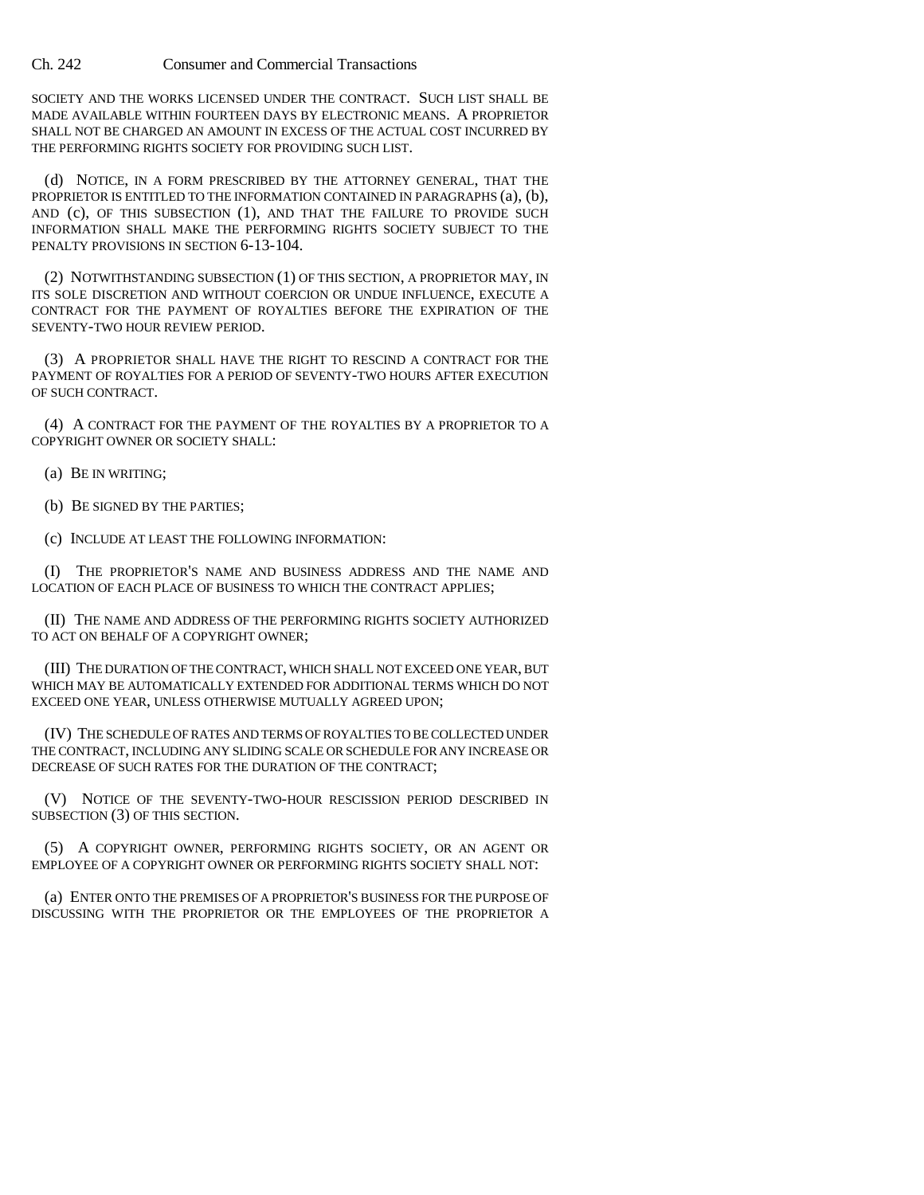SOCIETY AND THE WORKS LICENSED UNDER THE CONTRACT. SUCH LIST SHALL BE MADE AVAILABLE WITHIN FOURTEEN DAYS BY ELECTRONIC MEANS. A PROPRIETOR SHALL NOT BE CHARGED AN AMOUNT IN EXCESS OF THE ACTUAL COST INCURRED BY THE PERFORMING RIGHTS SOCIETY FOR PROVIDING SUCH LIST.

(d) NOTICE, IN A FORM PRESCRIBED BY THE ATTORNEY GENERAL, THAT THE PROPRIETOR IS ENTITLED TO THE INFORMATION CONTAINED IN PARAGRAPHS (a), (b), AND (c), OF THIS SUBSECTION (1), AND THAT THE FAILURE TO PROVIDE SUCH INFORMATION SHALL MAKE THE PERFORMING RIGHTS SOCIETY SUBJECT TO THE PENALTY PROVISIONS IN SECTION 6-13-104.

(2) NOTWITHSTANDING SUBSECTION (1) OF THIS SECTION, A PROPRIETOR MAY, IN ITS SOLE DISCRETION AND WITHOUT COERCION OR UNDUE INFLUENCE, EXECUTE A CONTRACT FOR THE PAYMENT OF ROYALTIES BEFORE THE EXPIRATION OF THE SEVENTY-TWO HOUR REVIEW PERIOD.

(3) A PROPRIETOR SHALL HAVE THE RIGHT TO RESCIND A CONTRACT FOR THE PAYMENT OF ROYALTIES FOR A PERIOD OF SEVENTY-TWO HOURS AFTER EXECUTION OF SUCH CONTRACT.

(4) A CONTRACT FOR THE PAYMENT OF THE ROYALTIES BY A PROPRIETOR TO A COPYRIGHT OWNER OR SOCIETY SHALL:

(a) BE IN WRITING;

(b) BE SIGNED BY THE PARTIES;

(c) INCLUDE AT LEAST THE FOLLOWING INFORMATION:

(I) THE PROPRIETOR'S NAME AND BUSINESS ADDRESS AND THE NAME AND LOCATION OF EACH PLACE OF BUSINESS TO WHICH THE CONTRACT APPLIES;

(II) THE NAME AND ADDRESS OF THE PERFORMING RIGHTS SOCIETY AUTHORIZED TO ACT ON BEHALF OF A COPYRIGHT OWNER;

(III) THE DURATION OF THE CONTRACT, WHICH SHALL NOT EXCEED ONE YEAR, BUT WHICH MAY BE AUTOMATICALLY EXTENDED FOR ADDITIONAL TERMS WHICH DO NOT EXCEED ONE YEAR, UNLESS OTHERWISE MUTUALLY AGREED UPON;

(IV) THE SCHEDULE OF RATES AND TERMS OF ROYALTIES TO BE COLLECTED UNDER THE CONTRACT, INCLUDING ANY SLIDING SCALE OR SCHEDULE FOR ANY INCREASE OR DECREASE OF SUCH RATES FOR THE DURATION OF THE CONTRACT;

(V) NOTICE OF THE SEVENTY-TWO-HOUR RESCISSION PERIOD DESCRIBED IN SUBSECTION (3) OF THIS SECTION.

(5) A COPYRIGHT OWNER, PERFORMING RIGHTS SOCIETY, OR AN AGENT OR EMPLOYEE OF A COPYRIGHT OWNER OR PERFORMING RIGHTS SOCIETY SHALL NOT:

(a) ENTER ONTO THE PREMISES OF A PROPRIETOR'S BUSINESS FOR THE PURPOSE OF DISCUSSING WITH THE PROPRIETOR OR THE EMPLOYEES OF THE PROPRIETOR A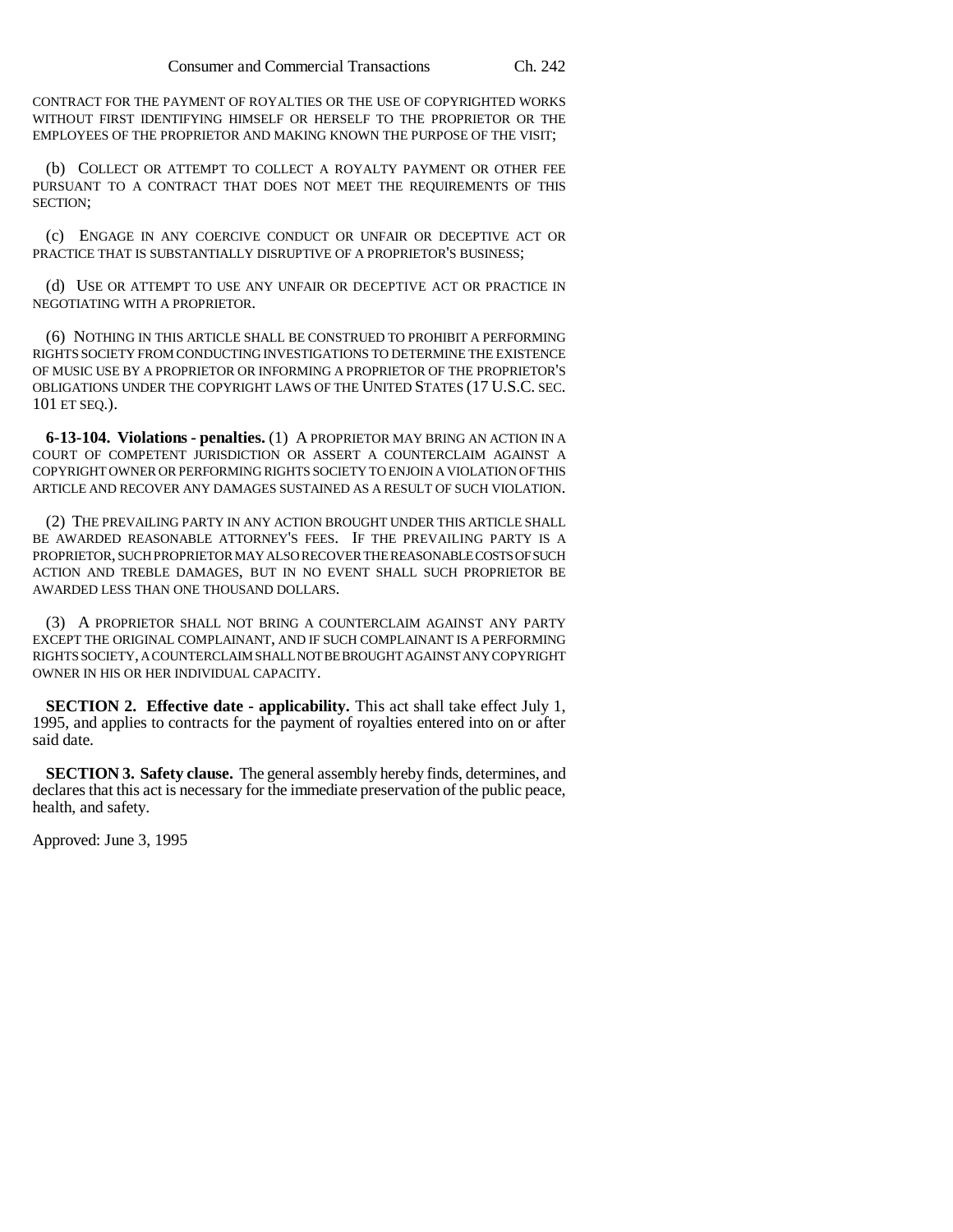CONTRACT FOR THE PAYMENT OF ROYALTIES OR THE USE OF COPYRIGHTED WORKS WITHOUT FIRST IDENTIFYING HIMSELF OR HERSELF TO THE PROPRIETOR OR THE EMPLOYEES OF THE PROPRIETOR AND MAKING KNOWN THE PURPOSE OF THE VISIT;

(b) COLLECT OR ATTEMPT TO COLLECT A ROYALTY PAYMENT OR OTHER FEE PURSUANT TO A CONTRACT THAT DOES NOT MEET THE REQUIREMENTS OF THIS SECTION;

(c) ENGAGE IN ANY COERCIVE CONDUCT OR UNFAIR OR DECEPTIVE ACT OR PRACTICE THAT IS SUBSTANTIALLY DISRUPTIVE OF A PROPRIETOR'S BUSINESS;

(d) USE OR ATTEMPT TO USE ANY UNFAIR OR DECEPTIVE ACT OR PRACTICE IN NEGOTIATING WITH A PROPRIETOR.

(6) NOTHING IN THIS ARTICLE SHALL BE CONSTRUED TO PROHIBIT A PERFORMING RIGHTS SOCIETY FROM CONDUCTING INVESTIGATIONS TO DETERMINE THE EXISTENCE OF MUSIC USE BY A PROPRIETOR OR INFORMING A PROPRIETOR OF THE PROPRIETOR'S OBLIGATIONS UNDER THE COPYRIGHT LAWS OF THE UNITED STATES (17 U.S.C. SEC. 101 ET SEQ.).

**6-13-104. Violations - penalties.** (1) A PROPRIETOR MAY BRING AN ACTION IN A COURT OF COMPETENT JURISDICTION OR ASSERT A COUNTERCLAIM AGAINST A COPYRIGHT OWNER OR PERFORMING RIGHTS SOCIETY TO ENJOIN A VIOLATION OF THIS ARTICLE AND RECOVER ANY DAMAGES SUSTAINED AS A RESULT OF SUCH VIOLATION.

(2) THE PREVAILING PARTY IN ANY ACTION BROUGHT UNDER THIS ARTICLE SHALL BE AWARDED REASONABLE ATTORNEY'S FEES. IF THE PREVAILING PARTY IS A PROPRIETOR, SUCH PROPRIETOR MAY ALSO RECOVER THE REASONABLE COSTS OF SUCH ACTION AND TREBLE DAMAGES, BUT IN NO EVENT SHALL SUCH PROPRIETOR BE AWARDED LESS THAN ONE THOUSAND DOLLARS.

(3) A PROPRIETOR SHALL NOT BRING A COUNTERCLAIM AGAINST ANY PARTY EXCEPT THE ORIGINAL COMPLAINANT, AND IF SUCH COMPLAINANT IS A PERFORMING RIGHTS SOCIETY, A COUNTERCLAIM SHALL NOT BE BROUGHT AGAINST ANY COPYRIGHT OWNER IN HIS OR HER INDIVIDUAL CAPACITY.

**SECTION 2. Effective date - applicability.** This act shall take effect July 1, 1995, and applies to contracts for the payment of royalties entered into on or after said date.

**SECTION 3. Safety clause.** The general assembly hereby finds, determines, and declares that this act is necessary for the immediate preservation of the public peace, health, and safety.

Approved: June 3, 1995